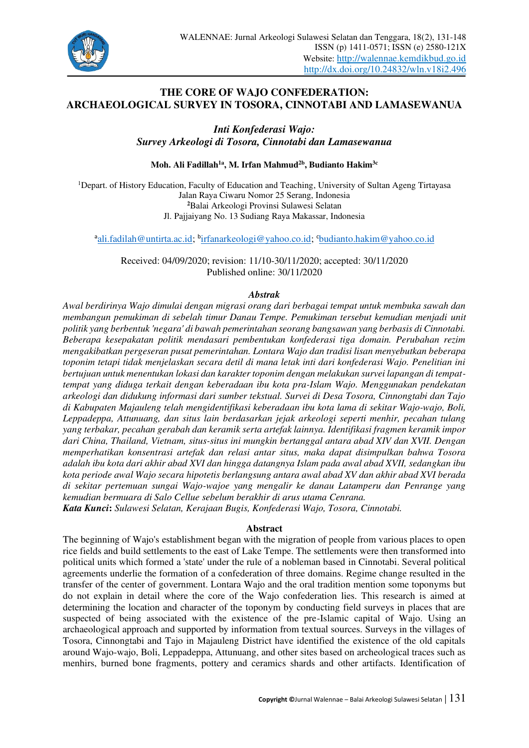# THE CORE OF WAJO CONFEDERATION: ARCHAEOLOGICAL SURVEY IN TOSORA, CINNOTABI AND LAMASEWANUA

## *Inti Konfederasi Wajo: Survey Arkeologi di Tosora, Cinnotabi dan Lamasewanua*

**Moh. Ali Fadillah[1a], M. Irfan Mahmud[2b], Budianto Hakim[3c]**

[1]Depart. of History Education, Faculty of Education and Teaching, University of Sultan Ageng Tirtayasa
Jalan Raya Ciwaru Nomor 25 Serang, Indonesia
[2]Balai Arkeologi Provinsi Sulawesi Selatan
Jl. Pajjaiyang No. 13 Sudiang Raya Makassar, Indonesia

[a]ali.fadilah@untirta.ac.id; [b]irfanarkeologi@yahoo.co.id; [c]budianto.hakim@yahoo.co.id

Received: 04/09/2020; revision: 11/10-30/11/2020; accepted: 30/11/2020
Published online: 30/11/2020

### *Abstrak*

*Awal berdirinya Wajo dimulai dengan migrasi orang dari berbagai tempat untuk membuka sawah dan membangun pemukiman di sebelah timur Danau Tempe. Pemukiman tersebut kemudian menjadi unit politik yang berbentuk 'negara' di bawah pemerintahan seorang bangsawan yang berbasis di Cinnotabi. Beberapa kesepakatan politik mendasari pembentukan konfederasi tiga domain. Perubahan rezim mengakibatkan pergeseran pusat pemerintahan. Lontara Wajo dan tradisi lisan menyebutkan beberapa toponim tetapi tidak menjelaskan secara detil di mana letak inti dari konfederasi Wajo. Penelitian ini bertujuan untuk menentukan lokasi dan karakter toponim dengan melakukan survei lapangan di tempat-tempat yang diduga terkait dengan keberadaan ibu kota pra-Islam Wajo. Menggunakan pendekatan arkeologi dan didukung informasi dari sumber tekstual. Survei di Desa Tosora, Cinnongtabi dan Tajo di Kabupaten Majauleng telah mengidentifikasi keberadaan ibu kota lama di sekitar Wajo-wajo, Boli, Leppadeppa, Attunuang, dan situs lain berdasarkan jejak arkeologi seperti menhir, pecahan tulang yang terbakar, pecahan gerabah dan keramik serta artefak lainnya. Identifikasi fragmen keramik impor dari China, Thailand, Vietnam, situs-situs ini mungkin bertanggal antara abad XIV dan XVII. Dengan memperhatikan konsentrasi artefak dan relasi antar situs, maka dapat disimpulkan bahwa Tosora adalah ibu kota dari akhir abad XVI dan hingga datangnya Islam pada awal abad XVII, sedangkan ibu kota periode awal Wajo secara hipotetis berlangsung antara awal abad XV dan akhir abad XVI berada di sekitar pertemuan sungai Wajo-wajoe yang mengalir ke danau Latamperu dan Penrange yang kemudian bermuara di Salo Cellue sebelum berakhir di arus utama Cenrana.*

***Kata Kunci**: Sulawesi Selatan, Kerajaan Bugis, Konfederasi Wajo, Tosora, Cinnotabi.*

### Abstract

The beginning of Wajo's establishment began with the migration of people from various places to open rice fields and build settlements to the east of Lake Tempe. The settlements were then transformed into political units which formed a 'state' under the rule of a nobleman based in Cinnotabi. Several political agreements underlie the formation of a confederation of three domains. Regime change resulted in the transfer of the center of government. Lontara Wajo and the oral tradition mention some toponyms but do not explain in detail where the core of the Wajo confederation lies. This research is aimed at determining the location and character of the toponym by conducting field surveys in places that are suspected of being associated with the existence of the pre-Islamic capital of Wajo. Using an archaeological approach and supported by information from textual sources. Surveys in the villages of Tosora, Cinnongtabi and Tajo in Majauleng District have identified the existence of the old capitals around Wajo-wajo, Boli, Leppadeppa, Attunuang, and other sites based on archeological traces such as menhirs, burned bone fragments, pottery and ceramics shards and other artifacts. Identification of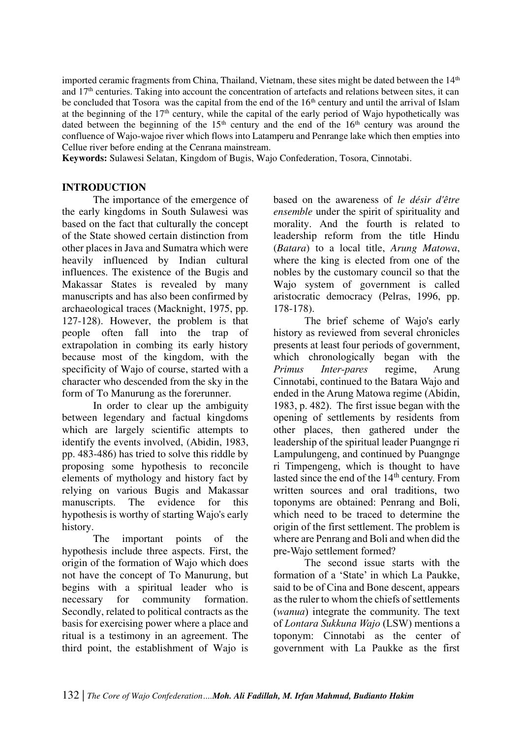imported ceramic fragments from China, Thailand, Vietnam, these sites might be dated between the 14th and 17th centuries. Taking into account the concentration of artefacts and relations between sites, it can be concluded that Tosora was the capital from the end of the 16th century and until the arrival of Islam at the beginning of the 17th century, while the capital of the early period of Wajo hypothetically was dated between the beginning of the 15th century and the end of the 16th century was around the confluence of Wajo-wajoe river which flows into Latamperu and Penrange lake which then empties into Cellue river before ending at the Cenrana mainstream.

**Keywords:** Sulawesi Selatan, Kingdom of Bugis, Wajo Confederation, Tosora, Cinnotabi.

## INTRODUCTION

The importance of the emergence of the early kingdoms in South Sulawesi was based on the fact that culturally the concept of the State showed certain distinction from other places in Java and Sumatra which were heavily influenced by Indian cultural influences. The existence of the Bugis and Makassar States is revealed by many manuscripts and has also been confirmed by archaeological traces (Macknight, 1975, pp. 127-128). However, the problem is that people often fall into the trap of extrapolation in combing its early history because most of the kingdom, with the specificity of Wajo of course, started with a character who descended from the sky in the form of To Manurung as the forerunner.

In order to clear up the ambiguity between legendary and factual kingdoms which are largely scientific attempts to identify the events involved, (Abidin, 1983, pp. 483-486) has tried to solve this riddle by proposing some hypothesis to reconcile elements of mythology and history fact by relying on various Bugis and Makassar manuscripts. The evidence for this hypothesis is worthy of starting Wajo's early history.

The important points of the hypothesis include three aspects. First, the origin of the formation of Wajo which does not have the concept of To Manurung, but begins with a spiritual leader who is necessary for community formation. Secondly, related to political contracts as the basis for exercising power where a place and ritual is a testimony in an agreement. The third point, the establishment of Wajo is based on the awareness of *le désir d'être ensemble* under the spirit of spirituality and morality. And the fourth is related to leadership reform from the title Hindu (*Batara*) to a local title, *Arung Matowa*, where the king is elected from one of the nobles by the customary council so that the Wajo system of government is called aristocratic democracy (Pelras, 1996, pp. 178-178).

The brief scheme of Wajo's early history as reviewed from several chronicles presents at least four periods of government, which chronologically began with the *Primus Inter-pares* regime, Arung Cinnotabi, continued to the Batara Wajo and ended in the Arung Matowa regime (Abidin, 1983, p. 482). The first issue began with the opening of settlements by residents from other places, then gathered under the leadership of the spiritual leader Puangnge ri Lampulungeng, and continued by Puangnge ri Timpengeng, which is thought to have lasted since the end of the 14th century. From written sources and oral traditions, two toponyms are obtained: Penrang and Boli, which need to be traced to determine the origin of the first settlement. The problem is where are Penrang and Boli and when did the pre-Wajo settlement formed?

The second issue starts with the formation of a 'State' in which La Paukke, said to be of Cina and Bone descent, appears as the ruler to whom the chiefs of settlements (*wanua*) integrate the community. The text of *Lontara Sukkuna Wajo* (LSW) mentions a toponym: Cinnotabi as the center of government with La Paukke as the first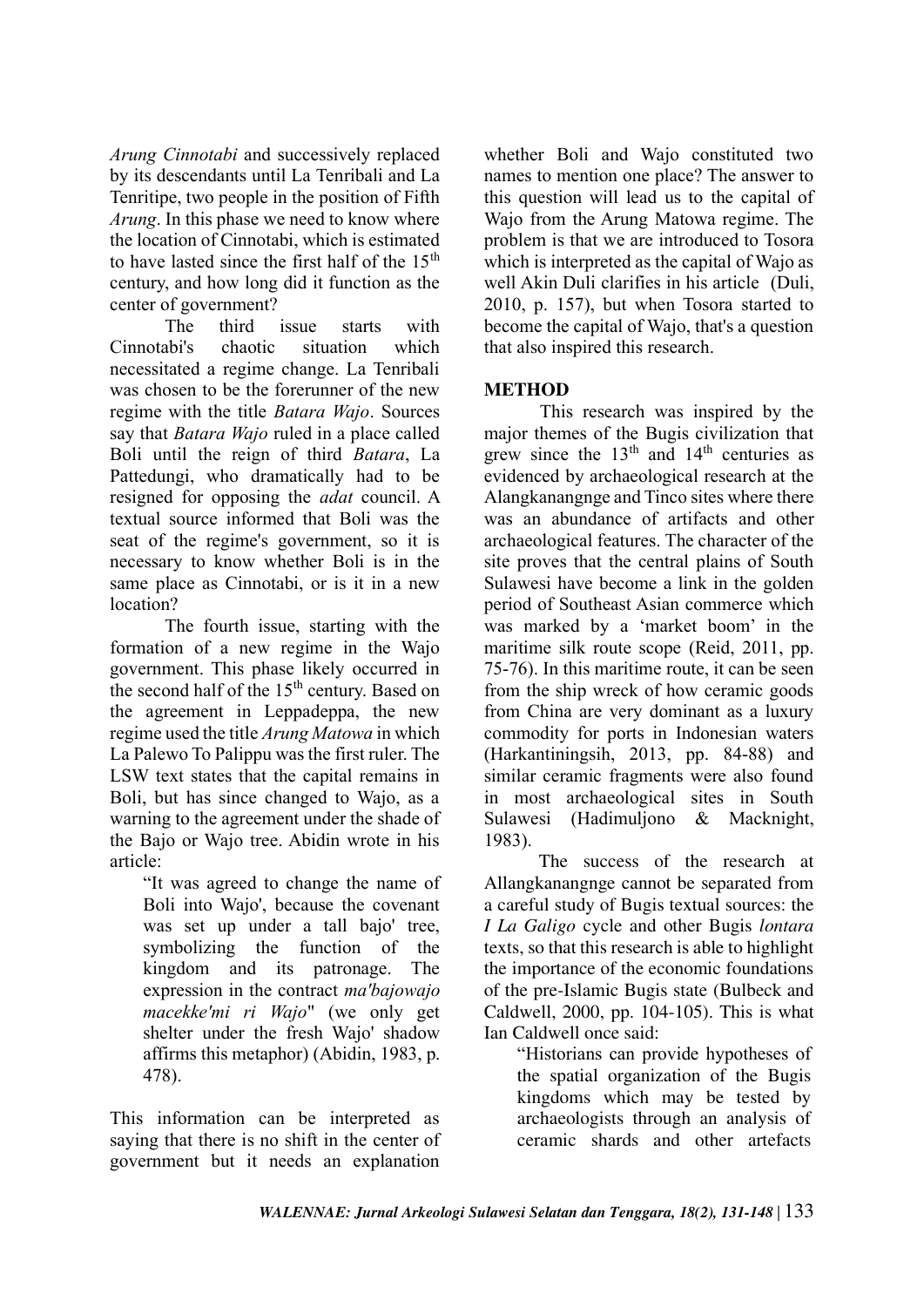*Arung Cinnotabi* and successively replaced by its descendants until La Tenribali and La Tenritipe, two people in the position of Fifth *Arung*. In this phase we need to know where the location of Cinnotabi, which is estimated to have lasted since the first half of the 15th century, and how long did it function as the center of government?

The third issue starts with Cinnotabi's chaotic situation which necessitated a regime change. La Tenribali was chosen to be the forerunner of the new regime with the title *Batara Wajo*. Sources say that *Batara Wajo* ruled in a place called Boli until the reign of third *Batara*, La Pattedungi, who dramatically had to be resigned for opposing the *adat* council. A textual source informed that Boli was the seat of the regime's government, so it is necessary to know whether Boli is in the same place as Cinnotabi, or is it in a new location?

The fourth issue, starting with the formation of a new regime in the Wajo government. This phase likely occurred in the second half of the 15th century. Based on the agreement in Leppadeppa, the new regime used the title *Arung Matowa* in which La Palewo To Palippu was the first ruler. The LSW text states that the capital remains in Boli, but has since changed to Wajo, as a warning to the agreement under the shade of the Bajo or Wajo tree. Abidin wrote in his article:

> "It was agreed to change the name of Boli into Wajo', because the covenant was set up under a tall bajo' tree, symbolizing the function of the kingdom and its patronage. The expression in the contract *ma'bajowajo macekke'mi ri Wajo*" (we only get shelter under the fresh Wajo' shadow affirms this metaphor) (Abidin, 1983, p. 478).

This information can be interpreted as saying that there is no shift in the center of government but it needs an explanation whether Boli and Wajo constituted two names to mention one place? The answer to this question will lead us to the capital of Wajo from the Arung Matowa regime. The problem is that we are introduced to Tosora which is interpreted as the capital of Wajo as well Akin Duli clarifies in his article (Duli, 2010, p. 157), but when Tosora started to become the capital of Wajo, that's a question that also inspired this research.

## METHOD

This research was inspired by the major themes of the Bugis civilization that grew since the 13th and 14th centuries as evidenced by archaeological research at the Alangkanangnge and Tinco sites where there was an abundance of artifacts and other archaeological features. The character of the site proves that the central plains of South Sulawesi have become a link in the golden period of Southeast Asian commerce which was marked by a 'market boom' in the maritime silk route scope (Reid, 2011, pp. 75-76). In this maritime route, it can be seen from the ship wreck of how ceramic goods from China are very dominant as a luxury commodity for ports in Indonesian waters (Harkantiningsih, 2013, pp. 84-88) and similar ceramic fragments were also found in most archaeological sites in South Sulawesi (Hadimuljono & Macknight, 1983).

The success of the research at Allangkanangnge cannot be separated from a careful study of Bugis textual sources: the *I La Galigo* cycle and other Bugis *lontara* texts, so that this research is able to highlight the importance of the economic foundations of the pre-Islamic Bugis state (Bulbeck and Caldwell, 2000, pp. 104-105). This is what Ian Caldwell once said:

> "Historians can provide hypotheses of the spatial organization of the Bugis kingdoms which may be tested by archaeologists through an analysis of ceramic shards and other artefacts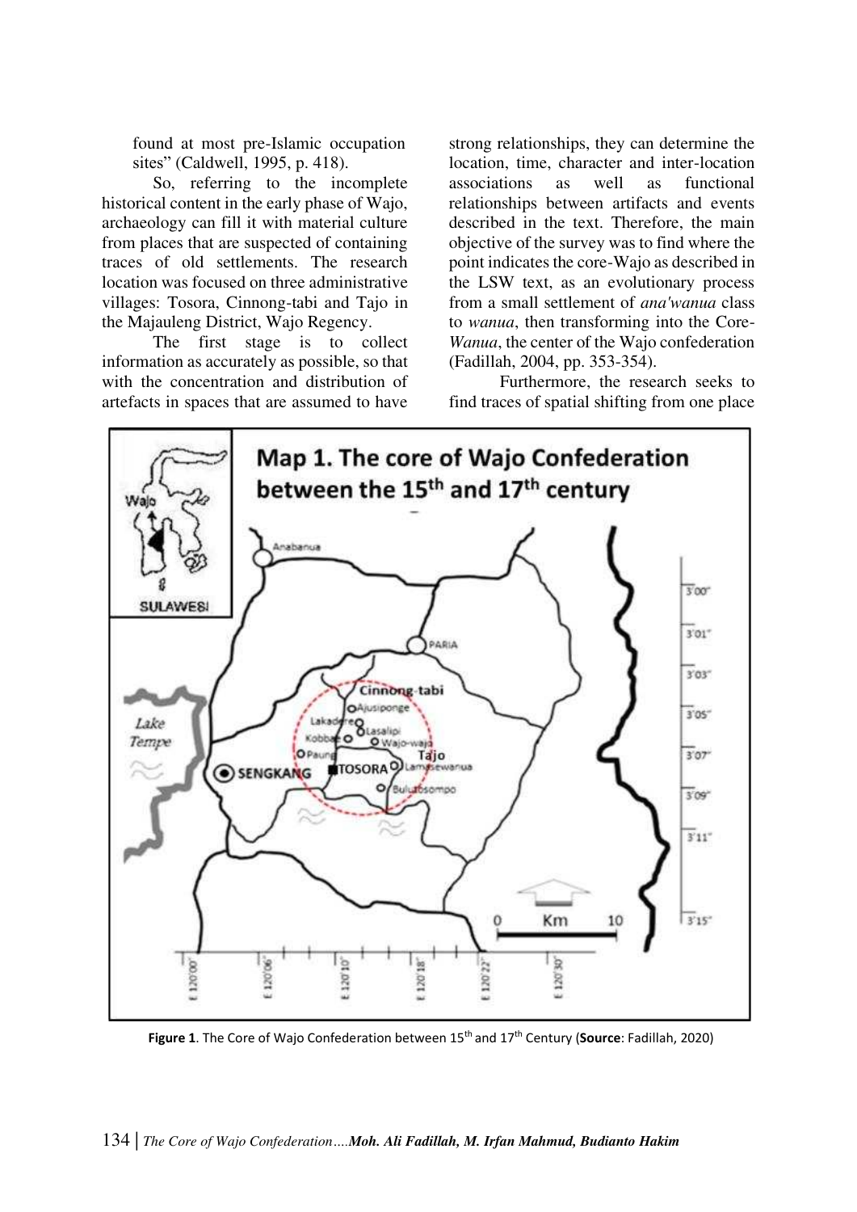found at most pre-Islamic occupation sites" (Caldwell, 1995, p. 418).

So, referring to the incomplete historical content in the early phase of Wajo, archaeology can fill it with material culture from places that are suspected of containing traces of old settlements. The research location was focused on three administrative villages: Tosora, Cinnong-tabi and Tajo in the Majauleng District, Wajo Regency.

The first stage is to collect information as accurately as possible, so that with the concentration and distribution of artefacts in spaces that are assumed to have strong relationships, they can determine the location, time, character and inter-location associations as well as functional relationships between artifacts and events described in the text. Therefore, the main objective of the survey was to find where the point indicates the core-Wajo as described in the LSW text, as an evolutionary process from a small settlement of *ana'wanua* class to *wanua*, then transforming into the Core-*Wanua*, the center of the Wajo confederation (Fadillah, 2004, pp. 353-354).

Furthermore, the research seeks to find traces of spatial shifting from one place

**Figure 1**. The Core of Wajo Confederation between 15th and 17th Century (**Source**: Fadillah, 2020)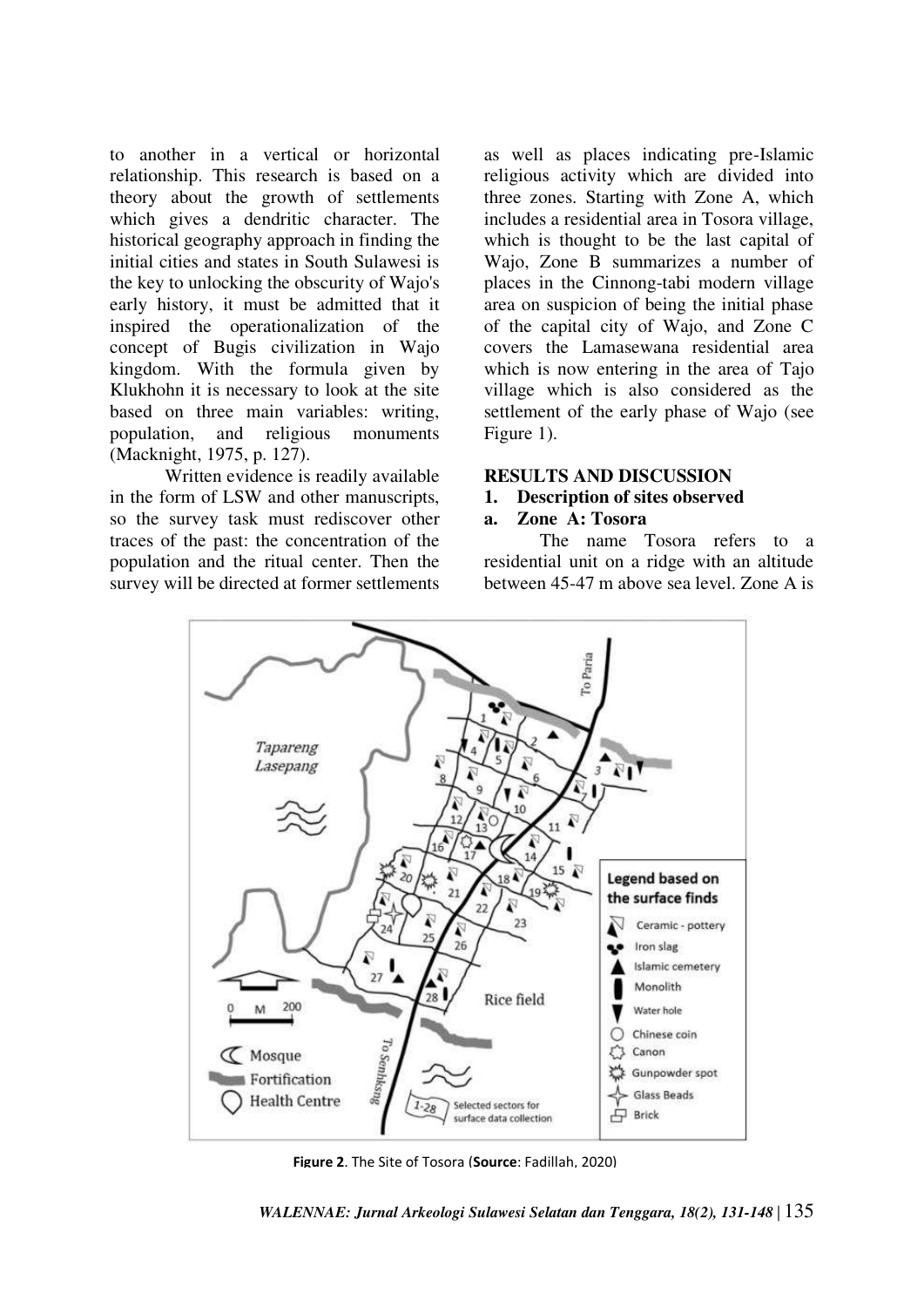to another in a vertical or horizontal relationship. This research is based on a theory about the growth of settlements which gives a dendritic character. The historical geography approach in finding the initial cities and states in South Sulawesi is the key to unlocking the obscurity of Wajo's early history, it must be admitted that it inspired the operationalization of the concept of Bugis civilization in Wajo kingdom. With the formula given by Klukhohn it is necessary to look at the site based on three main variables: writing, population, and religious monuments (Macknight, 1975, p. 127).

Written evidence is readily available in the form of LSW and other manuscripts, so the survey task must rediscover other traces of the past: the concentration of the population and the ritual center. Then the survey will be directed at former settlements as well as places indicating pre-Islamic religious activity which are divided into three zones. Starting with Zone A, which includes a residential area in Tosora village, which is thought to be the last capital of Wajo, Zone B summarizes a number of places in the Cinnong-tabi modern village area on suspicion of being the initial phase of the capital city of Wajo, and Zone C covers the Lamasewana residential area which is now entering in the area of Tajo village which is also considered as the settlement of the early phase of Wajo (see Figure 1).

## RESULTS AND DISCUSSION

### 1. Description of sites observed

#### a. Zone A: Tosora

The name Tosora refers to a residential unit on a ridge with an altitude between 45-47 m above sea level. Zone A is

**Figure 2**. The Site of Tosora (**Source**: Fadillah, 2020)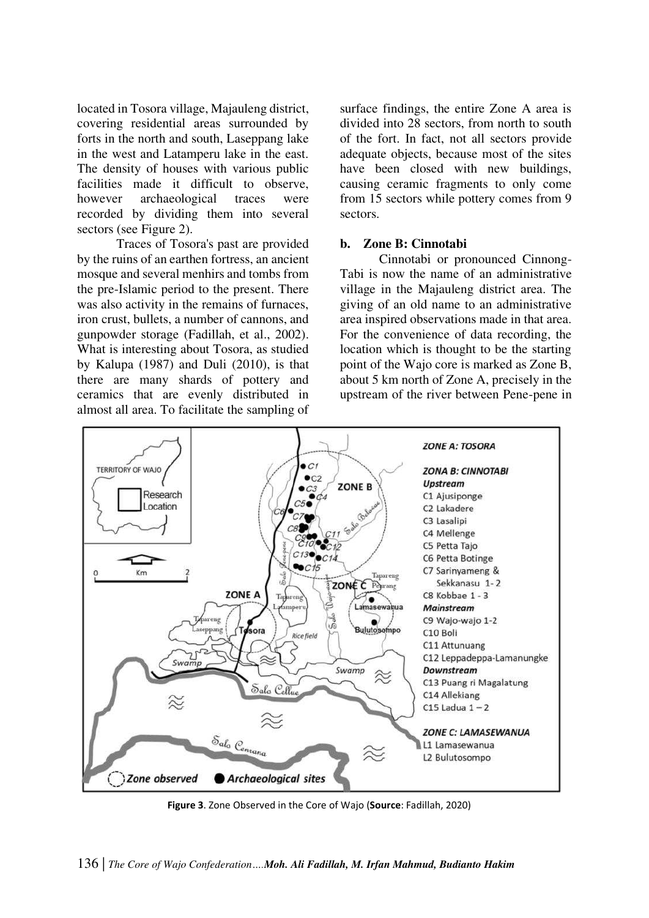located in Tosora village, Majauleng district, covering residential areas surrounded by forts in the north and south, Laseppang lake in the west and Latamperu lake in the east. The density of houses with various public facilities made it difficult to observe, however archaeological traces were recorded by dividing them into several sectors (see Figure 2).

Traces of Tosora's past are provided by the ruins of an earthen fortress, an ancient mosque and several menhirs and tombs from the pre-Islamic period to the present. There was also activity in the remains of furnaces, iron crust, bullets, a number of cannons, and gunpowder storage (Fadillah, et al., 2002). What is interesting about Tosora, as studied by Kalupa (1987) and Duli (2010), is that there are many shards of pottery and ceramics that are evenly distributed in almost all area. To facilitate the sampling of surface findings, the entire Zone A area is divided into 28 sectors, from north to south of the fort. In fact, not all sectors provide adequate objects, because most of the sites have been closed with new buildings, causing ceramic fragments to only come from 15 sectors while pottery comes from 9 sectors.

### b. Zone B: Cinnotabi

Cinnotabi or pronounced Cinnong-Tabi is now the name of an administrative village in the Majauleng district area. The giving of an old name to an administrative area inspired observations made in that area. For the convenience of data recording, the location which is thought to be the starting point of the Wajo core is marked as Zone B, about 5 km north of Zone A, precisely in the upstream of the river between Pene-pene in

**Figure 3**. Zone Observed in the Core of Wajo (**Source**: Fadillah, 2020)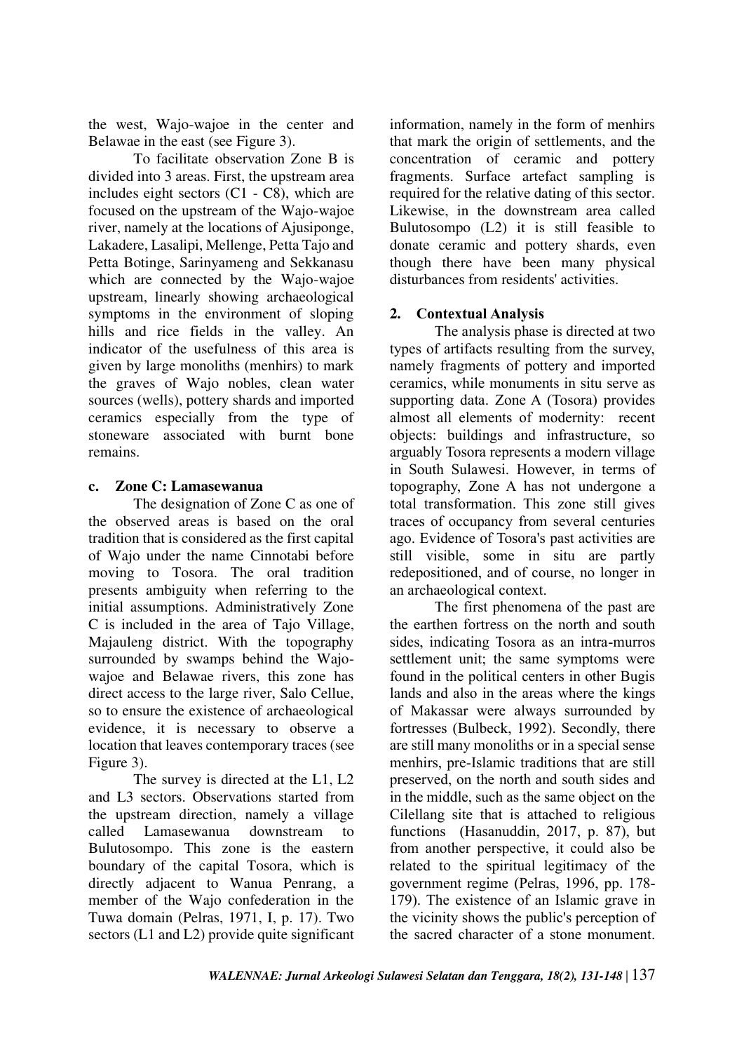the west, Wajo-wajoe in the center and Belawae in the east (see Figure 3).

To facilitate observation Zone B is divided into 3 areas. First, the upstream area includes eight sectors (C1 - C8), which are focused on the upstream of the Wajo-wajoe river, namely at the locations of Ajusiponge, Lakadere, Lasalipi, Mellenge, Petta Tajo and Petta Botinge, Sarinyameng and Sekkanasu which are connected by the Wajo-wajoe upstream, linearly showing archaeological symptoms in the environment of sloping hills and rice fields in the valley. An indicator of the usefulness of this area is given by large monoliths (menhirs) to mark the graves of Wajo nobles, clean water sources (wells), pottery shards and imported ceramics especially from the type of stoneware associated with burnt bone remains.

### c. Zone C: Lamasewanua

The designation of Zone C as one of the observed areas is based on the oral tradition that is considered as the first capital of Wajo under the name Cinnotabi before moving to Tosora. The oral tradition presents ambiguity when referring to the initial assumptions. Administratively Zone C is included in the area of Tajo Village, Majauleng district. With the topography surrounded by swamps behind the Wajo-wajoe and Belawae rivers, this zone has direct access to the large river, Salo Cellue, so to ensure the existence of archaeological evidence, it is necessary to observe a location that leaves contemporary traces (see Figure 3).

The survey is directed at the L1, L2 and L3 sectors. Observations started from the upstream direction, namely a village called Lamasewanua downstream to Bulutosompo. This zone is the eastern boundary of the capital Tosora, which is directly adjacent to Wanua Penrang, a member of the Wajo confederation in the Tuwa domain (Pelras, 1971, I, p. 17). Two sectors (L1 and L2) provide quite significant information, namely in the form of menhirs that mark the origin of settlements, and the concentration of ceramic and pottery fragments. Surface artefact sampling is required for the relative dating of this sector. Likewise, in the downstream area called Bulutosompo (L2) it is still feasible to donate ceramic and pottery shards, even though there have been many physical disturbances from residents' activities.

## 2. Contextual Analysis

The analysis phase is directed at two types of artifacts resulting from the survey, namely fragments of pottery and imported ceramics, while monuments in situ serve as supporting data. Zone A (Tosora) provides almost all elements of modernity: recent objects: buildings and infrastructure, so arguably Tosora represents a modern village in South Sulawesi. However, in terms of topography, Zone A has not undergone a total transformation. This zone still gives traces of occupancy from several centuries ago. Evidence of Tosora's past activities are still visible, some in situ are partly redepositioned, and of course, no longer in an archaeological context.

The first phenomena of the past are the earthen fortress on the north and south sides, indicating Tosora as an intra-murros settlement unit; the same symptoms were found in the political centers in other Bugis lands and also in the areas where the kings of Makassar were always surrounded by fortresses (Bulbeck, 1992). Secondly, there are still many monoliths or in a special sense menhirs, pre-Islamic traditions that are still preserved, on the north and south sides and in the middle, such as the same object on the Cilellang site that is attached to religious functions (Hasanuddin, 2017, p. 87), but from another perspective, it could also be related to the spiritual legitimacy of the government regime (Pelras, 1996, pp. 178-179). The existence of an Islamic grave in the vicinity shows the public's perception of the sacred character of a stone monument.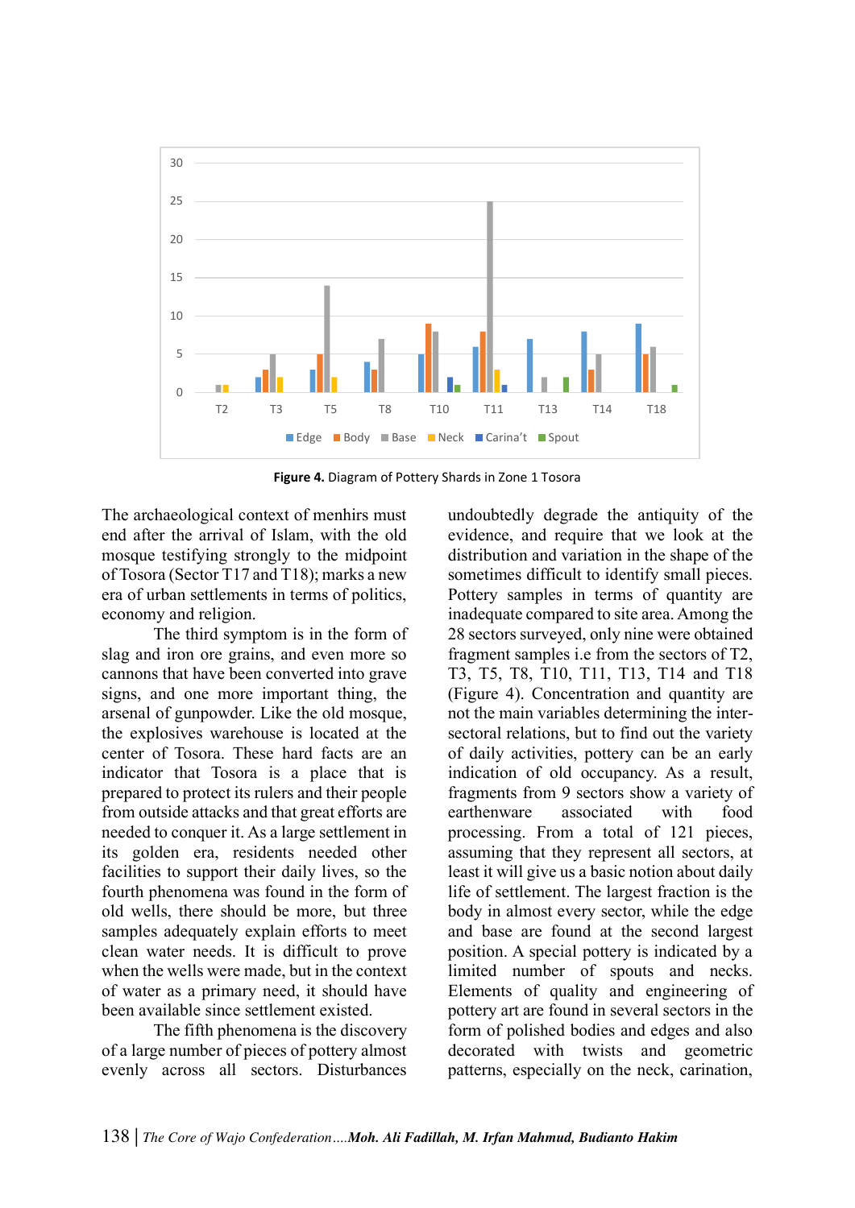Figure 4. Diagram of Pottery Shards in Zone 1 Tosora

The archaeological context of menhirs must end after the arrival of Islam, with the old mosque testifying strongly to the midpoint of Tosora (Sector T17 and T18); marks a new era of urban settlements in terms of politics, economy and religion.

The third symptom is in the form of slag and iron ore grains, and even more so cannons that have been converted into grave signs, and one more important thing, the arsenal of gunpowder. Like the old mosque, the explosives warehouse is located at the center of Tosora. These hard facts are an indicator that Tosora is a place that is prepared to protect its rulers and their people from outside attacks and that great efforts are needed to conquer it. As a large settlement in its golden era, residents needed other facilities to support their daily lives, so the fourth phenomena was found in the form of old wells, there should be more, but three samples adequately explain efforts to meet clean water needs. It is difficult to prove when the wells were made, but in the context of water as a primary need, it should have been available since settlement existed.

The fifth phenomena is the discovery of a large number of pieces of pottery almost evenly across all sectors. Disturbances undoubtedly degrade the antiquity of the evidence, and require that we look at the distribution and variation in the shape of the sometimes difficult to identify small pieces. Pottery samples in terms of quantity are inadequate compared to site area. Among the 28 sectors surveyed, only nine were obtained fragment samples i.e from the sectors of T2, T3, T5, T8, T10, T11, T13, T14 and T18 (Figure 4). Concentration and quantity are not the main variables determining the inter-sectoral relations, but to find out the variety of daily activities, pottery can be an early indication of old occupancy. As a result, fragments from 9 sectors show a variety of earthenware associated with food processing. From a total of 121 pieces, assuming that they represent all sectors, at least it will give us a basic notion about daily life of settlement. The largest fraction is the body in almost every sector, while the edge and base are found at the second largest position. A special pottery is indicated by a limited number of spouts and necks. Elements of quality and engineering of pottery art are found in several sectors in the form of polished bodies and edges and also decorated with twists and geometric patterns, especially on the neck, carination,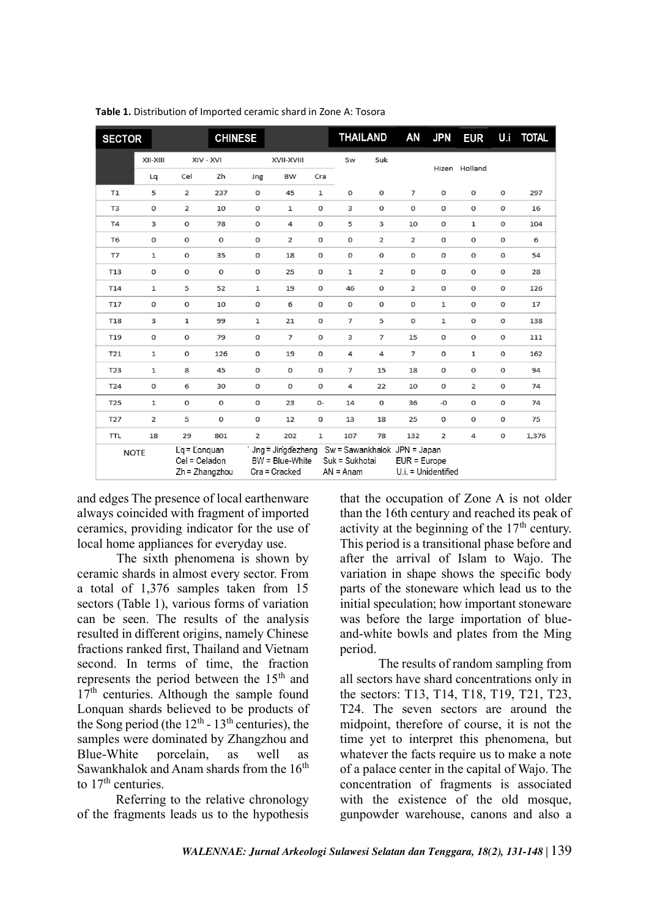**Table 1.** Distribution of Imported ceramic shard in Zone A: Tosora

| SECTOR | CHINESE | | | | | | THAILAND | | AN | JPN | EUR | U.i | TOTAL |
|---|---|---|---|---|---|---|---|---|---|---|---|---|---|
| | XII-XIII | XIV - XVI | | XVII-XVIII | | | Sw | Suk | | Hizen | Holland | | |
| | Lq | Cel | Zh | Jng | BW | Cra | | | | | | | |
| T1 | 5 | 2 | 237 | 0 | 45 | 1 | 0 | 0 | 7 | 0 | 0 | 0 | 297 |
| T3 | 0 | 2 | 10 | 0 | 1 | 0 | 3 | 0 | 0 | 0 | 0 | 0 | 16 |
| T4 | 3 | 0 | 78 | 0 | 4 | 0 | 5 | 3 | 10 | 0 | 1 | 0 | 104 |
| T6 | 0 | 0 | 0 | 0 | 2 | 0 | 0 | 2 | 2 | 0 | 0 | 0 | 6 |
| T7 | 1 | 0 | 35 | 0 | 18 | 0 | 0 | 0 | 0 | 0 | 0 | 0 | 54 |
| T13 | 0 | 0 | 0 | 0 | 25 | 0 | 1 | 2 | 0 | 0 | 0 | 0 | 28 |
| T14 | 1 | 5 | 52 | 1 | 19 | 0 | 46 | 0 | 2 | 0 | 0 | 0 | 126 |
| T17 | 0 | 0 | 10 | 0 | 6 | 0 | 0 | 0 | 0 | 1 | 0 | 0 | 17 |
| T18 | 3 | 1 | 99 | 1 | 21 | 0 | 7 | 5 | 0 | 1 | 0 | 0 | 138 |
| T19 | 0 | 0 | 79 | 0 | 7 | 0 | 3 | 7 | 15 | 0 | 0 | 0 | 111 |
| T21 | 1 | 0 | 126 | 0 | 19 | 0 | 4 | 4 | 7 | 0 | 1 | 0 | 162 |
| T23 | 1 | 8 | 45 | 0 | 0 | 0 | 7 | 15 | 18 | 0 | 0 | 0 | 94 |
| T24 | 0 | 6 | 30 | 0 | 0 | 0 | 4 | 22 | 10 | 0 | 2 | 0 | 74 |
| T25 | 1 | 0 | 0 | 0 | 23 | 0- | 14 | 0 | 36 | -0 | 0 | 0 | 74 |
| T27 | 2 | 5 | 0 | 0 | 12 | 0 | 13 | 18 | 25 | 0 | 0 | 0 | 75 |
| TTL | 18 | 29 | 801 | 2 | 202 | 1 | 107 | 78 | 132 | 2 | 4 | 0 | 1,376 |

NOTE: Lq = Lonquan; Cel = Celadon; Zh = Zhangzhou; Jng = Jingdezheng; BW = Blue-White; Cra = Cracked; Sw = Sawankhalok; Suk = Sukhotai; AN = Anam; JPN = Japan; EUR = Europe; U.i. = Unidentified

and edges The presence of local earthenware always coincided with fragment of imported ceramics, providing indicator for the use of local home appliances for everyday use.

The sixth phenomena is shown by ceramic shards in almost every sector. From a total of 1,376 samples taken from 15 sectors (Table 1), various forms of variation can be seen. The results of the analysis resulted in different origins, namely Chinese fractions ranked first, Thailand and Vietnam second. In terms of time, the fraction represents the period between the 15th and 17th centuries. Although the sample found Lonquan shards believed to be products of the Song period (the 12th - 13th centuries), the samples were dominated by Zhangzhou and Blue-White porcelain, as well as Sawankhalok and Anam shards from the 16th to 17th centuries.

Referring to the relative chronology of the fragments leads us to the hypothesis that the occupation of Zone A is not older than the 16th century and reached its peak of activity at the beginning of the 17th century. This period is a transitional phase before and after the arrival of Islam to Wajo. The variation in shape shows the specific body parts of the stoneware which lead us to the initial speculation; how important stoneware was before the large importation of blue-and-white bowls and plates from the Ming period.

The results of random sampling from all sectors have shard concentrations only in the sectors: T13, T14, T18, T19, T21, T23, T24. The seven sectors are around the midpoint, therefore of course, it is not the time yet to interpret this phenomena, but whatever the facts require us to make a note of a palace center in the capital of Wajo. The concentration of fragments is associated with the existence of the old mosque, gunpowder warehouse, canons and also a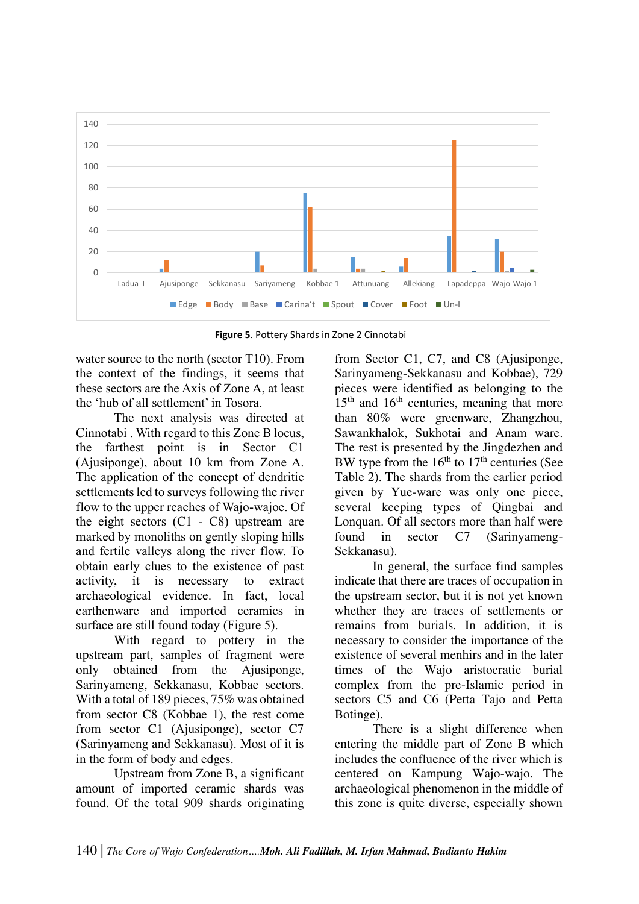**Figure 5**. Pottery Shards in Zone 2 Cinnotabi

water source to the north (sector T10). From the context of the findings, it seems that these sectors are the Axis of Zone A, at least the 'hub of all settlement' in Tosora.

The next analysis was directed at Cinnotabi . With regard to this Zone B locus, the farthest point is in Sector C1 (Ajusiponge), about 10 km from Zone A. The application of the concept of dendritic settlements led to surveys following the river flow to the upper reaches of Wajo-wajoe. Of the eight sectors (C1 - C8) upstream are marked by monoliths on gently sloping hills and fertile valleys along the river flow. To obtain early clues to the existence of past activity, it is necessary to extract archaeological evidence. In fact, local earthenware and imported ceramics in surface are still found today (Figure 5).

With regard to pottery in the upstream part, samples of fragment were only obtained from the Ajusiponge, Sarinyameng, Sekkanasu, Kobbae sectors. With a total of 189 pieces, 75% was obtained from sector C8 (Kobbae 1), the rest come from sector C1 (Ajusiponge), sector C7 (Sarinyameng and Sekkanasu). Most of it is in the form of body and edges.

Upstream from Zone B, a significant amount of imported ceramic shards was found. Of the total 909 shards originating from Sector C1, C7, and C8 (Ajusiponge, Sarinyameng-Sekkanasu and Kobbae), 729 pieces were identified as belonging to the 15th and 16th centuries, meaning that more than 80% were greenware, Zhangzhou, Sawankhalok, Sukhotai and Anam ware. The rest is presented by the Jingdezhen and BW type from the 16th to 17th centuries (See Table 2). The shards from the earlier period given by Yue-ware was only one piece, several keeping types of Qingbai and Lonquan. Of all sectors more than half were found in sector C7 (Sarinyameng-Sekkanasu).

In general, the surface find samples indicate that there are traces of occupation in the upstream sector, but it is not yet known whether they are traces of settlements or remains from burials. In addition, it is necessary to consider the importance of the existence of several menhirs and in the later times of the Wajo aristocratic burial complex from the pre-Islamic period in sectors C5 and C6 (Petta Tajo and Petta Botinge).

There is a slight difference when entering the middle part of Zone B which includes the confluence of the river which is centered on Kampung Wajo-wajo. The archaeological phenomenon in the middle of this zone is quite diverse, especially shown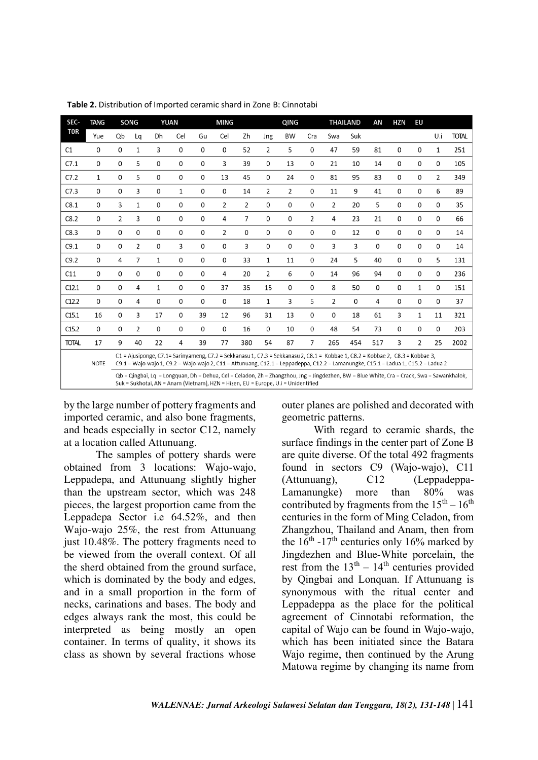**Table 2.** Distribution of Imported ceramic shard in Zone B: Cinnotabi

| SEC-TOR | TANG | SONG | | YUAN | | MING | | | | QING | | THAILAND | | AN | HZN | EU | | |
|---|---|---|---|---|---|---|---|---|---|---|---|---|---|---|---|---|---|---|
| | Yue | Qb | Lq | Dh | Cel | Gu | Cel | Zh | Jng | BW | Cra | Swa | Suk | | | | U.i | TOTAL |
| C1 | 0 | 0 | 1 | 3 | 0 | 0 | 0 | 52 | 2 | 5 | 0 | 47 | 59 | 81 | 0 | 0 | 1 | 251 |
| C7.1 | 0 | 0 | 5 | 0 | 0 | 0 | 3 | 39 | 0 | 13 | 0 | 21 | 10 | 14 | 0 | 0 | 0 | 105 |
| C7.2 | 1 | 0 | 5 | 0 | 0 | 0 | 13 | 45 | 0 | 24 | 0 | 81 | 95 | 83 | 0 | 0 | 2 | 349 |
| C7.3 | 0 | 0 | 3 | 0 | 1 | 0 | 0 | 14 | 2 | 2 | 0 | 11 | 9 | 41 | 0 | 0 | 6 | 89 |
| C8.1 | 0 | 3 | 1 | 0 | 0 | 0 | 2 | 2 | 0 | 0 | 0 | 2 | 20 | 5 | 0 | 0 | 0 | 35 |
| C8.2 | 0 | 2 | 3 | 0 | 0 | 0 | 4 | 7 | 0 | 0 | 2 | 4 | 23 | 21 | 0 | 0 | 0 | 66 |
| C8.3 | 0 | 0 | 0 | 0 | 0 | 0 | 2 | 0 | 0 | 0 | 0 | 0 | 12 | 0 | 0 | 0 | 0 | 14 |
| C9.1 | 0 | 0 | 2 | 0 | 3 | 0 | 0 | 3 | 0 | 0 | 0 | 3 | 3 | 0 | 0 | 0 | 0 | 14 |
| C9.2 | 0 | 4 | 7 | 1 | 0 | 0 | 0 | 33 | 1 | 11 | 0 | 24 | 5 | 40 | 0 | 0 | 5 | 131 |
| C11 | 0 | 0 | 0 | 0 | 0 | 0 | 4 | 20 | 2 | 6 | 0 | 14 | 96 | 94 | 0 | 0 | 0 | 236 |
| C12.1 | 0 | 0 | 4 | 1 | 0 | 0 | 37 | 35 | 15 | 0 | 0 | 8 | 50 | 0 | 0 | 1 | 0 | 151 |
| C12.2 | 0 | 0 | 4 | 0 | 0 | 0 | 0 | 18 | 1 | 3 | 5 | 2 | 0 | 4 | 0 | 0 | 0 | 37 |
| C15.1 | 16 | 0 | 3 | 17 | 0 | 39 | 12 | 96 | 31 | 13 | 0 | 0 | 18 | 61 | 3 | 1 | 11 | 321 |
| C15.2 | 0 | 0 | 2 | 0 | 0 | 0 | 0 | 16 | 0 | 10 | 0 | 48 | 54 | 73 | 0 | 0 | 0 | 203 |
| TOTAL | 17 | 9 | 40 | 22 | 4 | 39 | 77 | 380 | 54 | 87 | 7 | 265 | 454 | 517 | 3 | 2 | 25 | 2002 |

NOTE: C1 = Ajusiponge, C7.1= Sarinyameng, C7.2 = Sekkanasu 1, C7.3 = Sekkanasu 2, C8.1 = Kobbae 1, C8.2 = Kobbae 2, C8.3 = Kobbae 3, C9.1 = Wajo-wajo 1, C9.2 = Wajo-wajo 2, C11 = Attunuang, C12.1 = Leppadeppa, C12.2 = Lamanungke, C15.1 = Ladua 1, C15.2 = Ladua 2

Qb = Qingbai, Lq = Longquan, Dh = Dehua, Cel = Celadon, Zh = Zhangzhou, Jng = Jingdezhen, BW = Blue White, Cra = Crack, Swa = Sawankhalok, Suk = Sukhotai, AN = Anam (Vietnam), HZN = Hizen, EU = Europe, U.i = Unidentified

by the large number of pottery fragments and imported ceramic, and also bone fragments, and beads especially in sector C12, namely at a location called Attunuang.

The samples of pottery shards were obtained from 3 locations: Wajo-wajo, Leppadepa, and Attunuang slightly higher than the upstream sector, which was 248 pieces, the largest proportion came from the Leppadepa Sector i.e 64.52%, and then Wajo-wajo 25%, the rest from Attunuang just 10.48%. The pottery fragments need to be viewed from the overall context. Of all the sherd obtained from the ground surface, which is dominated by the body and edges, and in a small proportion in the form of necks, carinations and bases. The body and edges always rank the most, this could be interpreted as being mostly an open container. In terms of quality, it shows its class as shown by several fractions whose outer planes are polished and decorated with geometric patterns.

With regard to ceramic shards, the surface findings in the center part of Zone B are quite diverse. Of the total 492 fragments found in sectors C9 (Wajo-wajo), C11 (Attunuang), C12 (Leppadeppa-Lamanungke) more than 80% was contributed by fragments from the $15^{th} – 16^{th}$ centuries in the form of Ming Celadon, from Zhangzhou, Thailand and Anam, then from the $16^{th}$ -$17^{th}$ centuries only 16% marked by Jingdezhen and Blue-White porcelain, the rest from the $13^{th} – 14^{th}$ centuries provided by Qingbai and Lonquan. If Attunuang is synonymous with the ritual center and Leppadeppa as the place for the political agreement of Cinnotabi reformation, the capital of Wajo can be found in Wajo-wajo, which has been initiated since the Batara Wajo regime, then continued by the Arung Matowa regime by changing its name from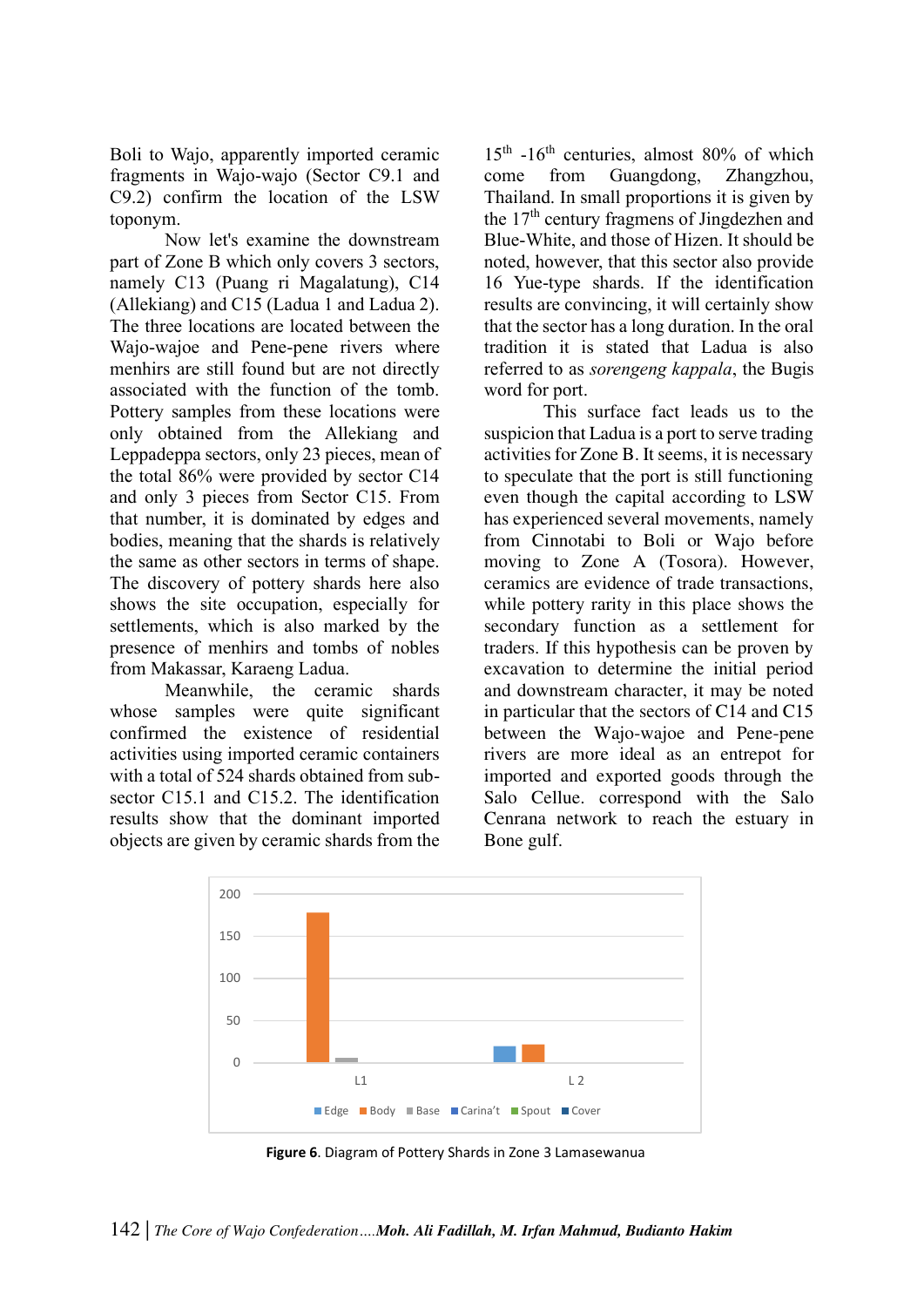Boli to Wajo, apparently imported ceramic fragments in Wajo-wajo (Sector C9.1 and C9.2) confirm the location of the LSW toponym.

Now let's examine the downstream part of Zone B which only covers 3 sectors, namely C13 (Puang ri Magalatung), C14 (Allekiang) and C15 (Ladua 1 and Ladua 2). The three locations are located between the Wajo-wajoe and Pene-pene rivers where menhirs are still found but are not directly associated with the function of the tomb. Pottery samples from these locations were only obtained from the Allekiang and Leppadeppa sectors, only 23 pieces, mean of the total 86% were provided by sector C14 and only 3 pieces from Sector C15. From that number, it is dominated by edges and bodies, meaning that the shards is relatively the same as other sectors in terms of shape. The discovery of pottery shards here also shows the site occupation, especially for settlements, which is also marked by the presence of menhirs and tombs of nobles from Makassar, Karaeng Ladua.

Meanwhile, the ceramic shards whose samples were quite significant confirmed the existence of residential activities using imported ceramic containers with a total of 524 shards obtained from sub-sector C15.1 and C15.2. The identification results show that the dominant imported objects are given by ceramic shards from the $15^{th}$ -$16^{th}$ centuries, almost 80% of which come from Guangdong, Zhangzhou, Thailand. In small proportions it is given by the $17^{th}$ century fragmens of Jingdezhen and Blue-White, and those of Hizen. It should be noted, however, that this sector also provide 16 Yue-type shards. If the identification results are convincing, it will certainly show that the sector has a long duration. In the oral tradition it is stated that Ladua is also referred to as *sorengeng kappala*, the Bugis word for port.

This surface fact leads us to the suspicion that Ladua is a port to serve trading activities for Zone B. It seems, it is necessary to speculate that the port is still functioning even though the capital according to LSW has experienced several movements, namely from Cinnotabi to Boli or Wajo before moving to Zone A (Tosora). However, ceramics are evidence of trade transactions, while pottery rarity in this place shows the secondary function as a settlement for traders. If this hypothesis can be proven by excavation to determine the initial period and downstream character, it may be noted in particular that the sectors of C14 and C15 between the Wajo-wajoe and Pene-pene rivers are more ideal as an entrepot for imported and exported goods through the Salo Cellue. correspond with the Salo Cenrana network to reach the estuary in Bone gulf.

**Figure 6**. Diagram of Pottery Shards in Zone 3 Lamasewanua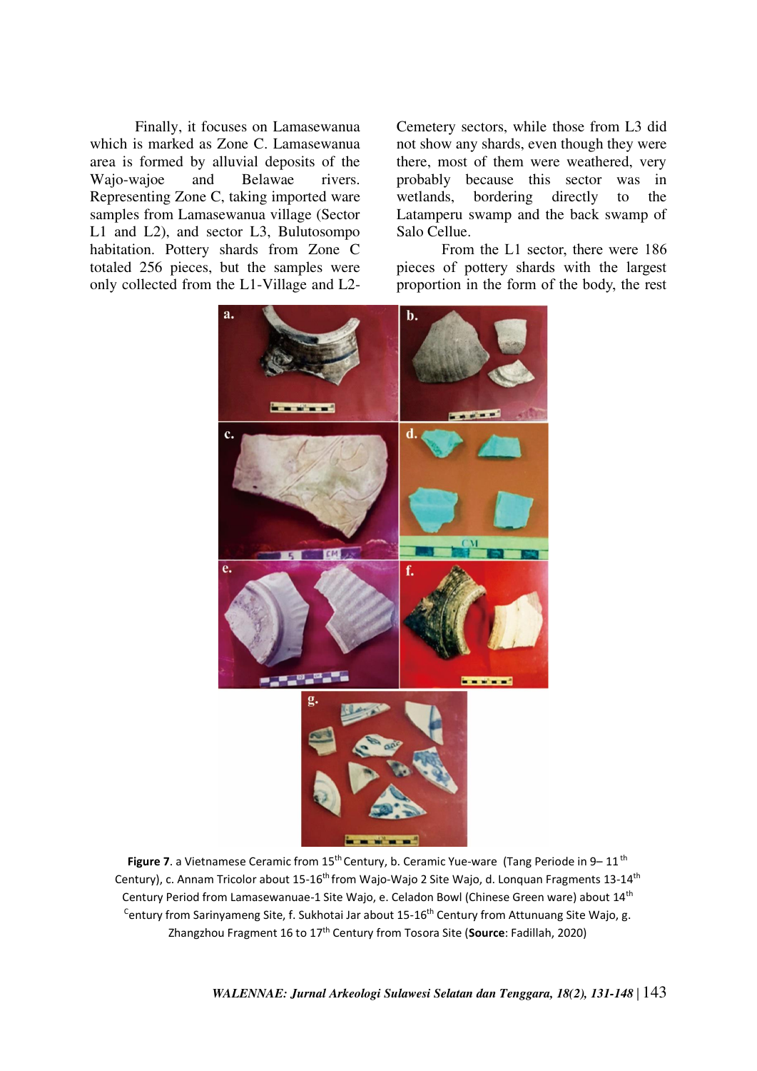Finally, it focuses on Lamasewanua which is marked as Zone C. Lamasewanua area is formed by alluvial deposits of the Wajo-wajoe and Belawae rivers. Representing Zone C, taking imported ware samples from Lamasewanua village (Sector L1 and L2), and sector L3, Bulutosompo habitation. Pottery shards from Zone C totaled 256 pieces, but the samples were only collected from the L1-Village and L2-Cemetery sectors, while those from L3 did not show any shards, even though they were there, most of them were weathered, very probably because this sector was in wetlands, bordering directly to the Latamperu swamp and the back swamp of Salo Cellue.

From the L1 sector, there were 186 pieces of pottery shards with the largest proportion in the form of the body, the rest

**Figure 7**. a Vietnamese Ceramic from 15th Century, b. Ceramic Yue-ware (Tang Periode in 9– 11 th Century), c. Annam Tricolor about 15-16th from Wajo-Wajo 2 Site Wajo, d. Lonquan Fragments 13-14th Century Period from Lamasewanuae-1 Site Wajo, e. Celadon Bowl (Chinese Green ware) about 14th Century from Sarinyameng Site, f. Sukhotai Jar about 15-16th Century from Attunuang Site Wajo, g. Zhangzhou Fragment 16 to 17th Century from Tosora Site (**Source**: Fadillah, 2020)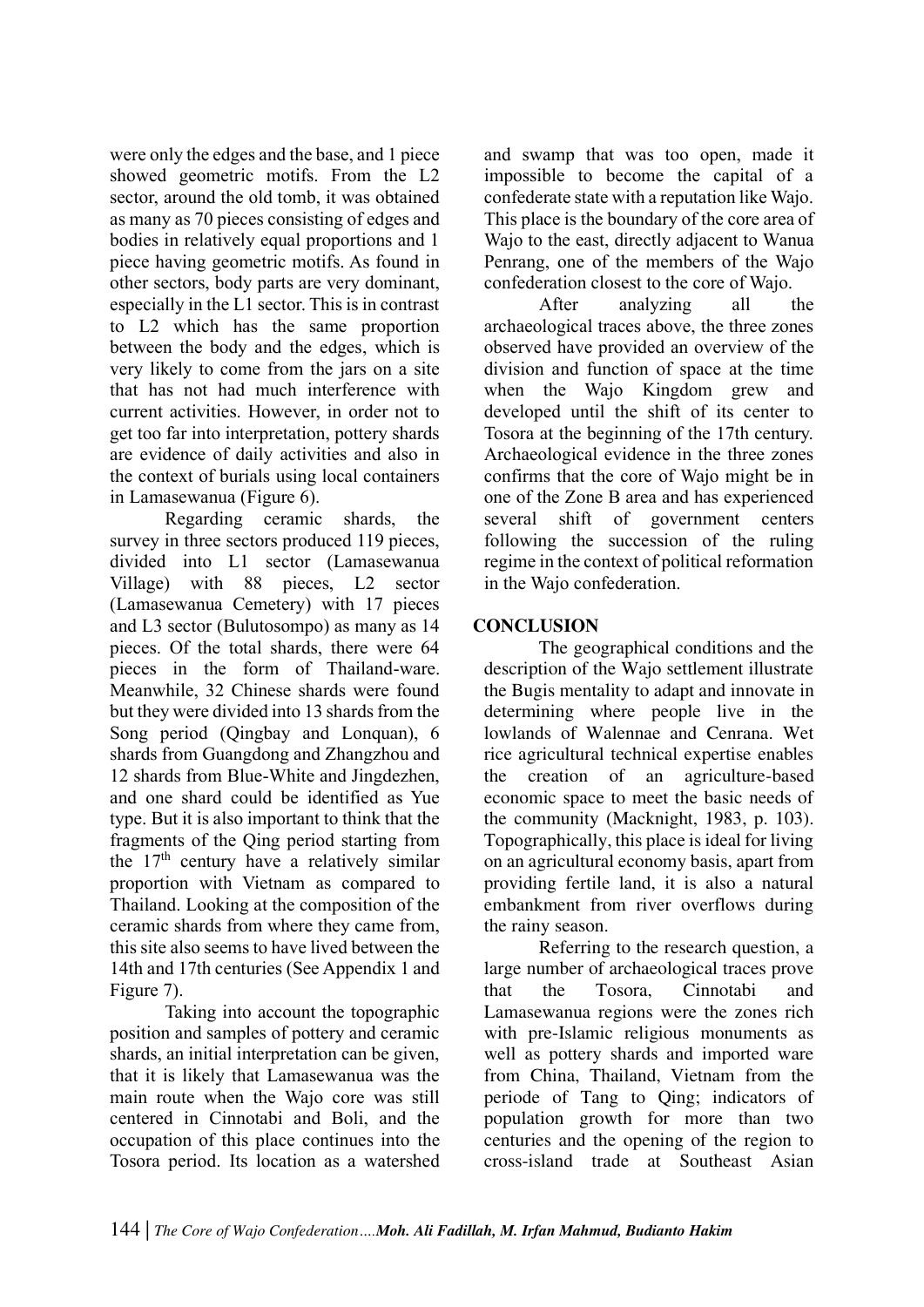were only the edges and the base, and 1 piece showed geometric motifs. From the L2 sector, around the old tomb, it was obtained as many as 70 pieces consisting of edges and bodies in relatively equal proportions and 1 piece having geometric motifs. As found in other sectors, body parts are very dominant, especially in the L1 sector. This is in contrast to L2 which has the same proportion between the body and the edges, which is very likely to come from the jars on a site that has not had much interference with current activities. However, in order not to get too far into interpretation, pottery shards are evidence of daily activities and also in the context of burials using local containers in Lamasewanua (Figure 6).

Regarding ceramic shards, the survey in three sectors produced 119 pieces, divided into L1 sector (Lamasewanua Village) with 88 pieces, L2 sector (Lamasewanua Cemetery) with 17 pieces and L3 sector (Bulutosompo) as many as 14 pieces. Of the total shards, there were 64 pieces in the form of Thailand-ware. Meanwhile, 32 Chinese shards were found but they were divided into 13 shards from the Song period (Qingbay and Lonquan), 6 shards from Guangdong and Zhangzhou and 12 shards from Blue-White and Jingdezhen, and one shard could be identified as Yue type. But it is also important to think that the fragments of the Qing period starting from the 17th century have a relatively similar proportion with Vietnam as compared to Thailand. Looking at the composition of the ceramic shards from where they came from, this site also seems to have lived between the 14th and 17th centuries (See Appendix 1 and Figure 7).

Taking into account the topographic position and samples of pottery and ceramic shards, an initial interpretation can be given, that it is likely that Lamasewanua was the main route when the Wajo core was still centered in Cinnotabi and Boli, and the occupation of this place continues into the Tosora period. Its location as a watershed and swamp that was too open, made it impossible to become the capital of a confederate state with a reputation like Wajo. This place is the boundary of the core area of Wajo to the east, directly adjacent to Wanua Penrang, one of the members of the Wajo confederation closest to the core of Wajo.

After analyzing all the archaeological traces above, the three zones observed have provided an overview of the division and function of space at the time when the Wajo Kingdom grew and developed until the shift of its center to Tosora at the beginning of the 17th century. Archaeological evidence in the three zones confirms that the core of Wajo might be in one of the Zone B area and has experienced several shift of government centers following the succession of the ruling regime in the context of political reformation in the Wajo confederation.

## CONCLUSION

The geographical conditions and the description of the Wajo settlement illustrate the Bugis mentality to adapt and innovate in determining where people live in the lowlands of Walennae and Cenrana. Wet rice agricultural technical expertise enables the creation of an agriculture-based economic space to meet the basic needs of the community (Macknight, 1983, p. 103). Topographically, this place is ideal for living on an agricultural economy basis, apart from providing fertile land, it is also a natural embankment from river overflows during the rainy season.

Referring to the research question, a large number of archaeological traces prove that the Tosora, Cinnotabi and Lamasewanua regions were the zones rich with pre-Islamic religious monuments as well as pottery shards and imported ware from China, Thailand, Vietnam from the periode of Tang to Qing; indicators of population growth for more than two centuries and the opening of the region to cross-island trade at Southeast Asian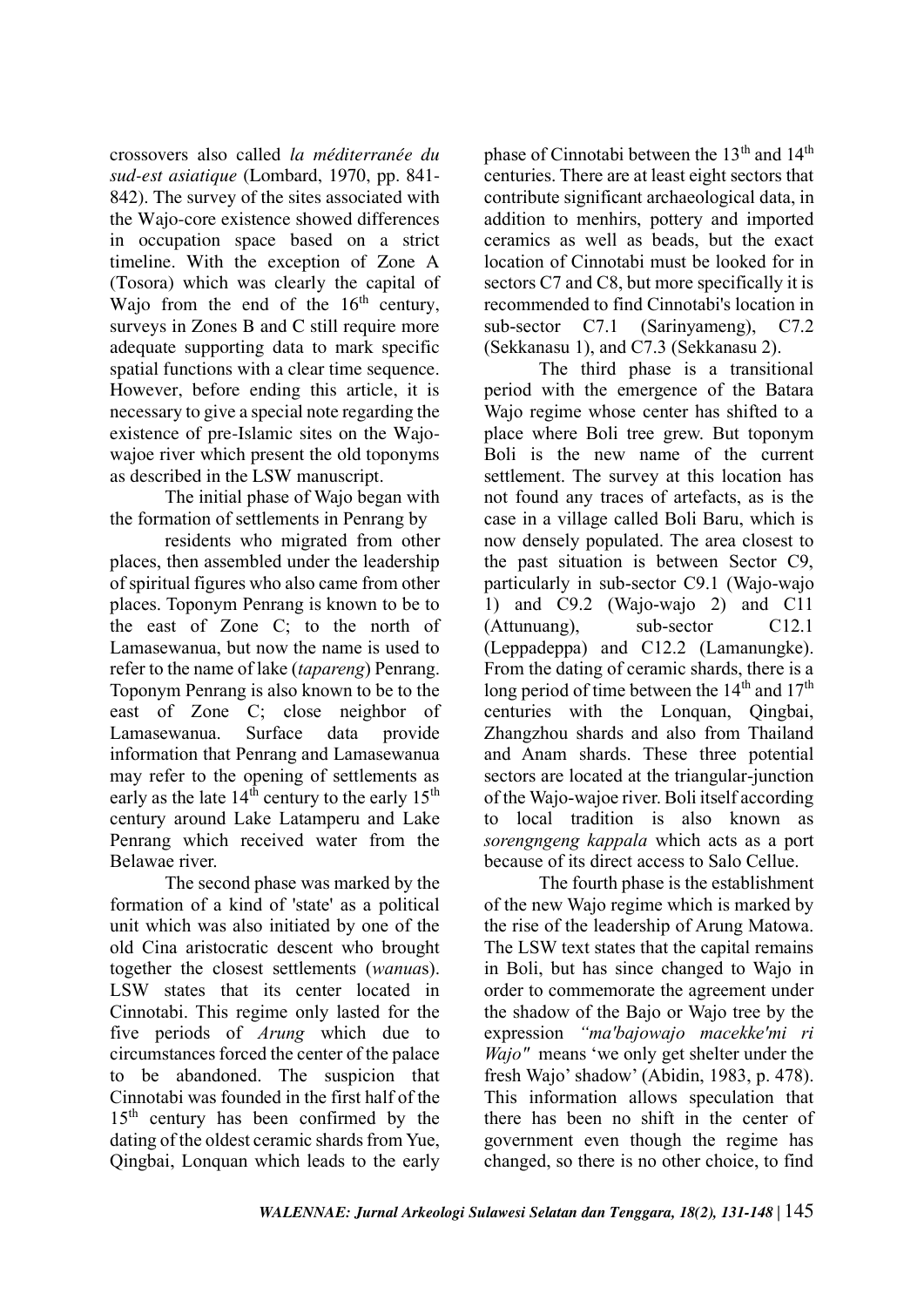crossovers also called *la méditerranée du sud-est asiatique* (Lombard, 1970, pp. 841-842). The survey of the sites associated with the Wajo-core existence showed differences in occupation space based on a strict timeline. With the exception of Zone A (Tosora) which was clearly the capital of Wajo from the end of the 16th century, surveys in Zones B and C still require more adequate supporting data to mark specific spatial functions with a clear time sequence. However, before ending this article, it is necessary to give a special note regarding the existence of pre-Islamic sites on the Wajo-wajoe river which present the old toponyms as described in the LSW manuscript.

The initial phase of Wajo began with the formation of settlements in Penrang by residents who migrated from other places, then assembled under the leadership of spiritual figures who also came from other places. Toponym Penrang is known to be to the east of Zone C; to the north of Lamasewanua, but now the name is used to refer to the name of lake (*tapareng*) Penrang. Toponym Penrang is also known to be to the east of Zone C; close neighbor of Lamasewanua. Surface data provide information that Penrang and Lamasewanua may refer to the opening of settlements as early as the late 14th century to the early 15th century around Lake Latamperu and Lake Penrang which received water from the Belawae river.

The second phase was marked by the formation of a kind of 'state' as a political unit which was also initiated by one of the old Cina aristocratic descent who brought together the closest settlements (*wanua*s). LSW states that its center located in Cinnotabi. This regime only lasted for the five periods of *Arung* which due to circumstances forced the center of the palace to be abandoned. The suspicion that Cinnotabi was founded in the first half of the 15th century has been confirmed by the dating of the oldest ceramic shards from Yue, Qingbai, Lonquan which leads to the early phase of Cinnotabi between the 13th and 14th centuries. There are at least eight sectors that contribute significant archaeological data, in addition to menhirs, pottery and imported ceramics as well as beads, but the exact location of Cinnotabi must be looked for in sectors C7 and C8, but more specifically it is recommended to find Cinnotabi's location in sub-sector C7.1 (Sarinyameng), C7.2 (Sekkanasu 1), and C7.3 (Sekkanasu 2).

The third phase is a transitional period with the emergence of the Batara Wajo regime whose center has shifted to a place where Boli tree grew. But toponym Boli is the new name of the current settlement. The survey at this location has not found any traces of artefacts, as is the case in a village called Boli Baru, which is now densely populated. The area closest to the past situation is between Sector C9, particularly in sub-sector C9.1 (Wajo-wajo 1) and C9.2 (Wajo-wajo 2) and C11 (Attunuang), sub-sector C12.1 (Leppadeppa) and C12.2 (Lamanungke). From the dating of ceramic shards, there is a long period of time between the 14th and 17th centuries with the Lonquan, Qingbai, Zhangzhou shards and also from Thailand and Anam shards. These three potential sectors are located at the triangular-junction of the Wajo-wajoe river. Boli itself according to local tradition is also known as *sorengngeng kappala* which acts as a port because of its direct access to Salo Cellue.

The fourth phase is the establishment of the new Wajo regime which is marked by the rise of the leadership of Arung Matowa. The LSW text states that the capital remains in Boli, but has since changed to Wajo in order to commemorate the agreement under the shadow of the Bajo or Wajo tree by the expression *"ma'bajowajo macekke'mi ri Wajo"* means 'we only get shelter under the fresh Wajo' shadow' (Abidin, 1983, p. 478). This information allows speculation that there has been no shift in the center of government even though the regime has changed, so there is no other choice, to find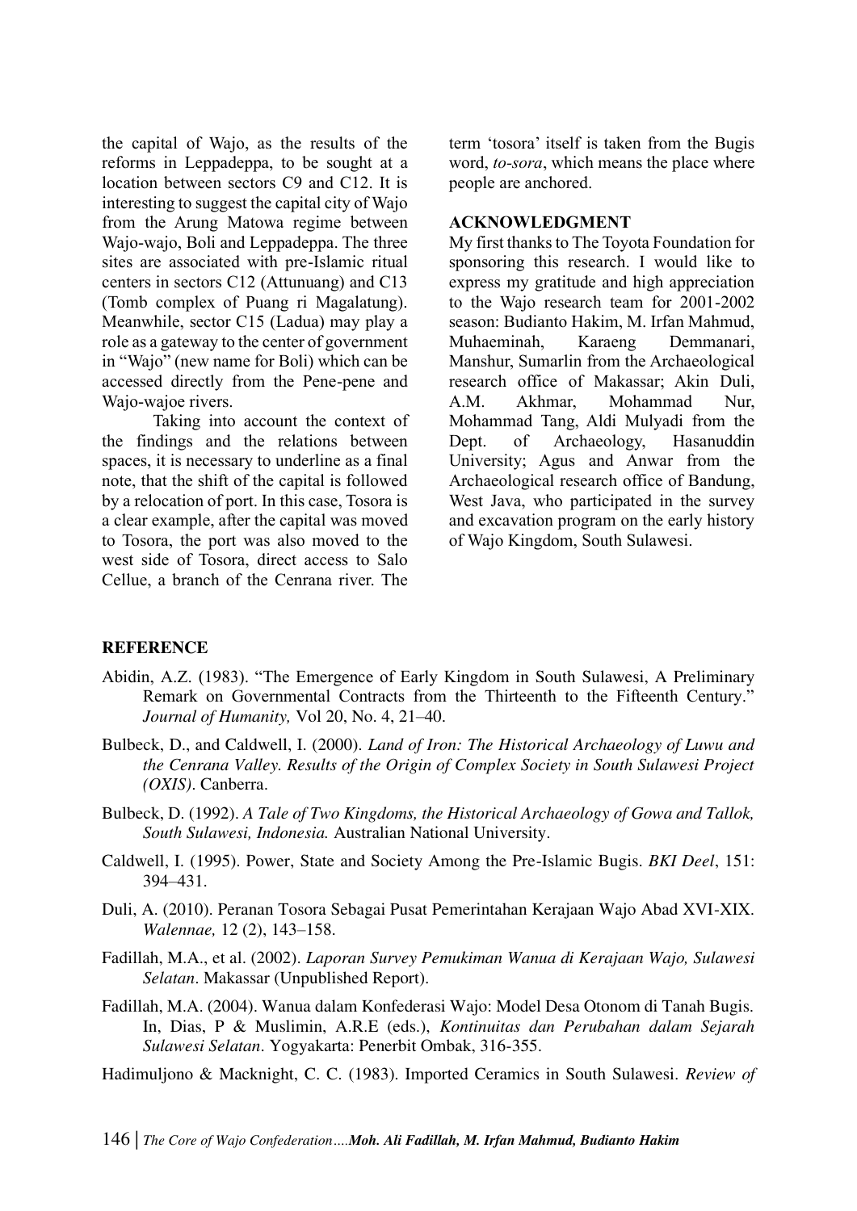the capital of Wajo, as the results of the reforms in Leppadeppa, to be sought at a location between sectors C9 and C12. It is interesting to suggest the capital city of Wajo from the Arung Matowa regime between Wajo-wajo, Boli and Leppadeppa. The three sites are associated with pre-Islamic ritual centers in sectors C12 (Attunuang) and C13 (Tomb complex of Puang ri Magalatung). Meanwhile, sector C15 (Ladua) may play a role as a gateway to the center of government in "Wajo" (new name for Boli) which can be accessed directly from the Pene-pene and Wajo-wajoe rivers.

Taking into account the context of the findings and the relations between spaces, it is necessary to underline as a final note, that the shift of the capital is followed by a relocation of port. In this case, Tosora is a clear example, after the capital was moved to Tosora, the port was also moved to the west side of Tosora, direct access to Salo Cellue, a branch of the Cenrana river. The term 'tosora' itself is taken from the Bugis word, *to-sora*, which means the place where people are anchored.

## ACKNOWLEDGMENT

My first thanks to The Toyota Foundation for sponsoring this research. I would like to express my gratitude and high appreciation to the Wajo research team for 2001-2002 season: Budianto Hakim, M. Irfan Mahmud, Muhaeminah, Karaeng Demmanari, Manshur, Sumarlin from the Archaeological research office of Makassar; Akin Duli, A.M. Akhmar, Mohammad Nur, Mohammad Tang, Aldi Mulyadi from the Dept. of Archaeology, Hasanuddin University; Agus and Anwar from the Archaeological research office of Bandung, West Java, who participated in the survey and excavation program on the early history of Wajo Kingdom, South Sulawesi.

## REFERENCE

Abidin, A.Z. (1983). "The Emergence of Early Kingdom in South Sulawesi, A Preliminary Remark on Governmental Contracts from the Thirteenth to the Fifteenth Century." *Journal of Humanity,* Vol 20, No. 4, 21–40.

Bulbeck, D., and Caldwell, I. (2000). *Land of Iron: The Historical Archaeology of Luwu and the Cenrana Valley. Results of the Origin of Complex Society in South Sulawesi Project (OXIS)*. Canberra.

Bulbeck, D. (1992). *A Tale of Two Kingdoms, the Historical Archaeology of Gowa and Tallok, South Sulawesi, Indonesia.* Australian National University.

Caldwell, I. (1995). Power, State and Society Among the Pre-Islamic Bugis. *BKI Deel*, 151: 394–431.

Duli, A. (2010). Peranan Tosora Sebagai Pusat Pemerintahan Kerajaan Wajo Abad XVI-XIX. *Walennae,* 12 (2), 143–158.

Fadillah, M.A., et al. (2002). *Laporan Survey Pemukiman Wanua di Kerajaan Wajo, Sulawesi Selatan*. Makassar (Unpublished Report).

Fadillah, M.A. (2004). Wanua dalam Konfederasi Wajo: Model Desa Otonom di Tanah Bugis. In, Dias, P & Muslimin, A.R.E (eds.), *Kontinuitas dan Perubahan dalam Sejarah Sulawesi Selatan*. Yogyakarta: Penerbit Ombak, 316-355.

Hadimuljono & Macknight, C. C. (1983). Imported Ceramics in South Sulawesi. *Review of*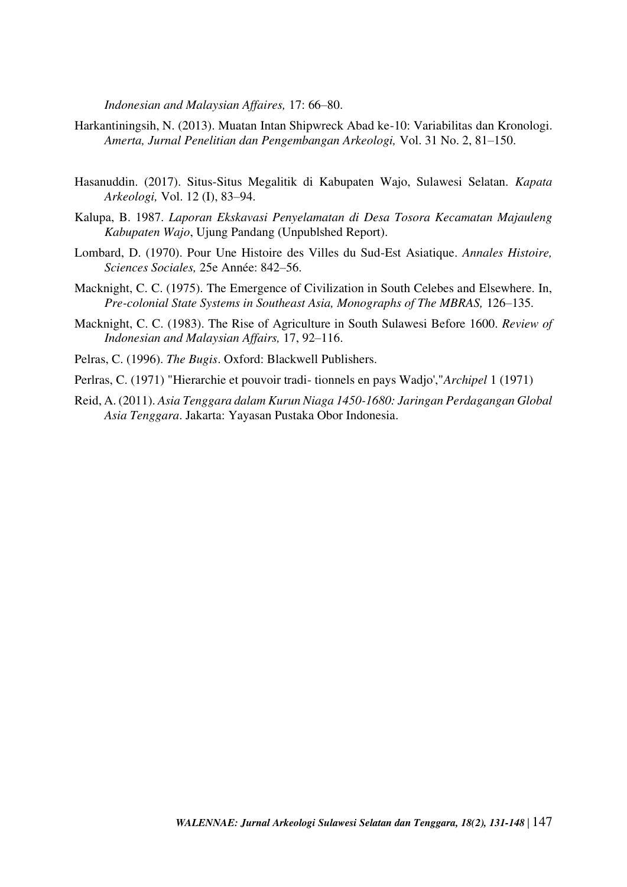*Indonesian and Malaysian Affaires,* 17: 66–80.

Harkantiningsih, N. (2013). Muatan Intan Shipwreck Abad ke-10: Variabilitas dan Kronologi. *Amerta, Jurnal Penelitian dan Pengembangan Arkeologi,* Vol. 31 No. 2, 81–150.

Hasanuddin. (2017). Situs-Situs Megalitik di Kabupaten Wajo, Sulawesi Selatan. *Kapata Arkeologi,* Vol. 12 (I), 83–94.

Kalupa, B. 1987. *Laporan Ekskavasi Penyelamatan di Desa Tosora Kecamatan Majauleng Kabupaten Wajo*, Ujung Pandang (Unpublshed Report).

Lombard, D. (1970). Pour Une Histoire des Villes du Sud-Est Asiatique. *Annales Histoire, Sciences Sociales,* 25e Année: 842–56.

Macknight, C. C. (1975). The Emergence of Civilization in South Celebes and Elsewhere. In, *Pre-colonial State Systems in Southeast Asia, Monographs of The MBRAS,* 126–135.

Macknight, C. C. (1983). The Rise of Agriculture in South Sulawesi Before 1600. *Review of Indonesian and Malaysian Affairs,* 17, 92–116.

Pelras, C. (1996). *The Bugis*. Oxford: Blackwell Publishers.

Perlras, C. (1971) "Hierarchie et pouvoir tradi- tionnels en pays Wadjo',"*Archipel* 1 (1971)

Reid, A. (2011). *Asia Tenggara dalam Kurun Niaga 1450-1680: Jaringan Perdagangan Global Asia Tenggara*. Jakarta: Yayasan Pustaka Obor Indonesia.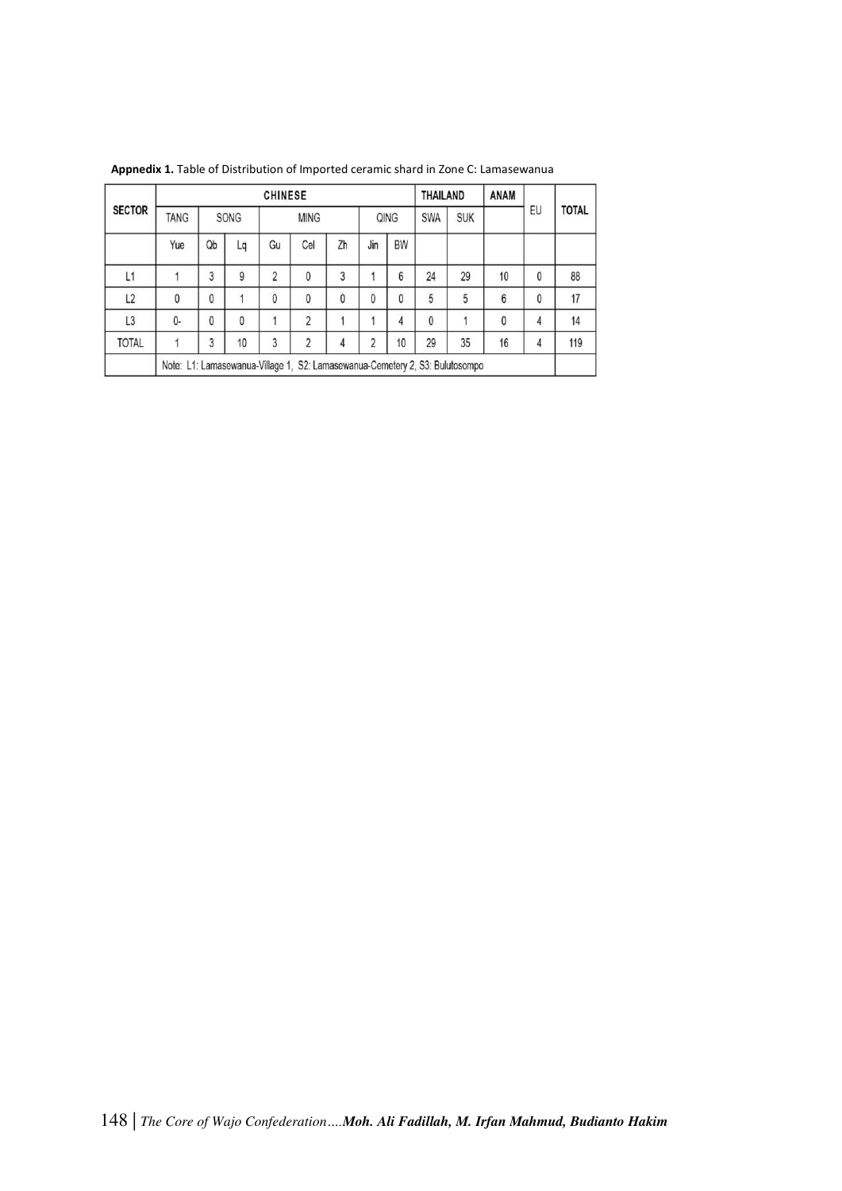**Appnedix 1.** Table of Distribution of Imported ceramic shard in Zone C: Lamasewanua

| SECTOR | CHINESE | | | | | | | | THAILAND | | ANAM | EU | TOTAL |
|---|---|---|---|---|---|---|---|---|---|---|---|---|---|
| | TANG | SONG | | MING | | | QING | | SWA | SUK | | | |
| | Yue | Qb | Lq | Gu | Cel | Zh | Jin | BW | | | | | |
| L1 | 1 | 3 | 9 | 2 | 0 | 3 | 1 | 6 | 24 | 29 | 10 | 0 | 88 |
| L2 | 0 | 0 | 1 | 0 | 0 | 0 | 0 | 0 | 5 | 5 | 6 | 0 | 17 |
| L3 | 0- | 0 | 0 | 1 | 2 | 1 | 1 | 4 | 0 | 1 | 0 | 4 | 14 |
| TOTAL | 1 | 3 | 10 | 3 | 2 | 4 | 2 | 10 | 29 | 35 | 16 | 4 | 119 |
| | Note: L1: Lamasewanua-Village 1, S2: Lamasewanua-Cemetery 2, S3: Bulutosompo | | | | | | | | | | | | |